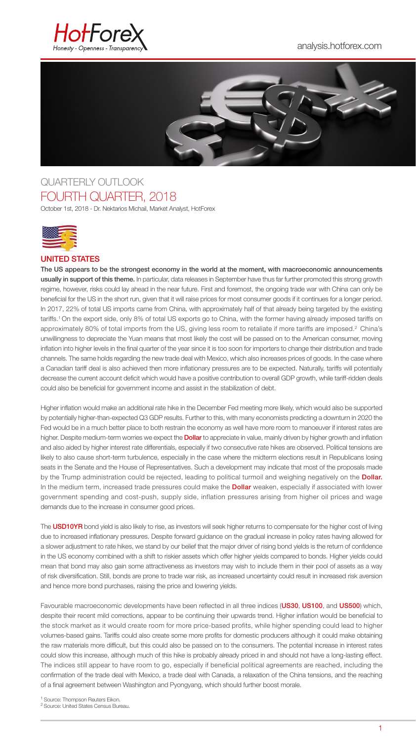QUARTERLY OUTLOOK

# FOURTH QUARTER, 2018

October 1st, 2018 - Dr. Nektarios Michail, Market Analyst, HotForex

## UNITED STATES

**The US appears to be the strongest economy in the world at the moment, with macroeconomic announcements usually in support of this theme.** In particular, data releases in September have thus far further promoted this strong growth regime, however, risks could lay ahead in the near future. First and foremost, the ongoing trade war with China can only be beneficial for the US in the short run, given that it will raise prices for most consumer goods if it continues for a longer period. In 2017, 22% of total US imports came from China, with approximately half of that already being targeted by the existing tariffs.[1] On the export side, only 8% of total US exports go to China, with the former having already imposed tariffs on approximately 80% of total imports from the US, giving less room to retaliate if more tariffs are imposed.[2] China's unwillingness to depreciate the Yuan means that most likely the cost will be passed on to the American consumer, moving inflation into higher levels in the final quarter of the year since it is too soon for importers to change their distribution and trade channels. The same holds regarding the new trade deal with Mexico, which also increases prices of goods. In the case where a Canadian tariff deal is also achieved then more inflationary pressures are to be expected. Naturally, tariffs will potentially decrease the current account deficit which would have a positive contribution to overall GDP growth, while tariff-ridden deals could also be beneficial for government income and assist in the stabilization of debt.

Higher inflation would make an additional rate hike in the December Fed meeting more likely, which would also be supported by potentially higher-than-expected Q3 GDP results. Further to this, with many economists predicting a downturn in 2020 the Fed would be in a much better place to both restrain the economy as well have more room to manoeuver if interest rates are higher. Despite medium-term worries we expect the **Dollar** to appreciate in value, mainly driven by higher growth and inflation and also aided by higher interest rate differentials, especially if two consecutive rate hikes are observed. Political tensions are likely to also cause short-term turbulence, especially in the case where the midterm elections result in Republicans losing seats in the Senate and the House of Representatives. Such a development may indicate that most of the proposals made by the Trump administration could be rejected, leading to political turmoil and weighing negatively on the **Dollar.** In the medium term, increased trade pressures could make the **Dollar** weaken, especially if associated with lower government spending and cost-push, supply side, inflation pressures arising from higher oil prices and wage demands due to the increase in consumer good prices.

The **USD10YR** bond yield is also likely to rise, as investors will seek higher returns to compensate for the higher cost of living due to increased inflationary pressures. Despite forward guidance on the gradual increase in policy rates having allowed for a slower adjustment to rate hikes, we stand by our belief that the major driver of rising bond yields is the return of confidence in the US economy combined with a shift to riskier assets which offer higher yields compared to bonds. Higher yields could mean that bond may also gain some attractiveness as investors may wish to include them in their pool of assets as a way of risk diversification. Still, bonds are prone to trade war risk, as increased uncertainty could result in increased risk aversion and hence more bond purchases, raising the price and lowering yields.

Favourable macroeconomic developments have been reflected in all three indices (**US30**, **US100**, and **US500**) which, despite their recent mild corrections, appear to be continuing their upwards trend. Higher inflation would be beneficial to the stock market as it would create room for more price-based profits, while higher spending could lead to higher volumes-based gains. Tariffs could also create some more profits for domestic producers although it could make obtaining the raw materials more difficult, but this could also be passed on to the consumers. The potential increase in interest rates could slow this increase, although much of this hike is probably already priced in and should not have a long-lasting effect. The indices still appear to have room to go, especially if beneficial political agreements are reached, including the confirmation of the trade deal with Mexico, a trade deal with Canada, a relaxation of the China tensions, and the reaching of a final agreement between Washington and Pyongyang, which should further boost morale.

[1] Source: Thompson Reuters Eikon.
[2] Source: United States Census Bureau.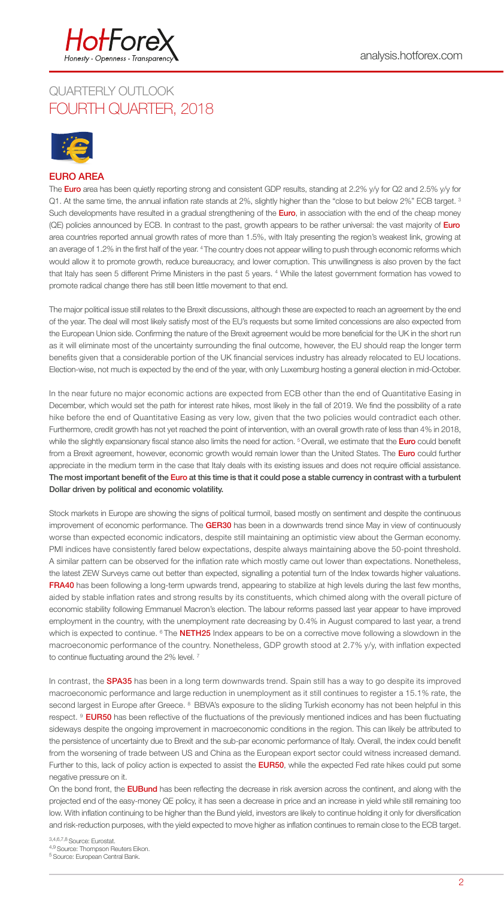# QUARTERLY OUTLOOK
# FOURTH QUARTER, 2018

## EURO AREA

The **Euro** area has been quietly reporting strong and consistent GDP results, standing at 2.2% y/y for Q2 and 2.5% y/y for Q1. At the same time, the annual inflation rate stands at 2%, slightly higher than the "close to but below 2%" ECB target. [3] Such developments have resulted in a gradual strengthening of the **Euro**, in association with the end of the cheap money (QE) policies announced by ECB. In contrast to the past, growth appears to be rather universal: the vast majority of **Euro** area countries reported annual growth rates of more than 1.5%, with Italy presenting the region's weakest link, growing at an average of 1.2% in the first half of the year. [4] The country does not appear willing to push through economic reforms which would allow it to promote growth, reduce bureaucracy, and lower corruption. This unwillingness is also proven by the fact that Italy has seen 5 different Prime Ministers in the past 5 years. [4] While the latest government formation has vowed to promote radical change there has still been little movement to that end.

The major political issue still relates to the Brexit discussions, although these are expected to reach an agreement by the end of the year. The deal will most likely satisfy most of the EU's requests but some limited concessions are also expected from the European Union side. Confirming the nature of the Brexit agreement would be more beneficial for the UK in the short run as it will eliminate most of the uncertainty surrounding the final outcome, however, the EU should reap the longer term benefits given that a considerable portion of the UK financial services industry has already relocated to EU locations. Election-wise, not much is expected by the end of the year, with only Luxemburg hosting a general election in mid-October.

In the near future no major economic actions are expected from ECB other than the end of Quantitative Easing in December, which would set the path for interest rate hikes, most likely in the fall of 2019. We find the possibility of a rate hike before the end of Quantitative Easing as very low, given that the two policies would contradict each other. Furthermore, credit growth has not yet reached the point of intervention, with an overall growth rate of less than 4% in 2018, while the slightly expansionary fiscal stance also limits the need for action. [5] Overall, we estimate that the **Euro** could benefit from a Brexit agreement, however, economic growth would remain lower than the United States. The **Euro** could further appreciate in the medium term in the case that Italy deals with its existing issues and does not require official assistance. **The most important benefit of the Euro at this time is that it could pose a stable currency in contrast with a turbulent Dollar driven by political and economic volatility.**

Stock markets in Europe are showing the signs of political turmoil, based mostly on sentiment and despite the continuous improvement of economic performance. The **GER30** has been in a downwards trend since May in view of continuously worse than expected economic indicators, despite still maintaining an optimistic view about the German economy. PMI indices have consistently fared below expectations, despite always maintaining above the 50-point threshold. A similar pattern can be observed for the inflation rate which mostly came out lower than expectations. Nonetheless, the latest ZEW Surveys came out better than expected, signalling a potential turn of the Index towards higher valuations. **FRA40** has been following a long-term upwards trend, appearing to stabilize at high levels during the last few months, aided by stable inflation rates and strong results by its constituents, which chimed along with the overall picture of economic stability following Emmanuel Macron's election. The labour reforms passed last year appear to have improved employment in the country, with the unemployment rate decreasing by 0.4% in August compared to last year, a trend which is expected to continue. [6] The **NETH25** Index appears to be on a corrective move following a slowdown in the macroeconomic performance of the country. Nonetheless, GDP growth stood at 2.7% y/y, with inflation expected to continue fluctuating around the 2% level. [7]

In contrast, the **SPA35** has been in a long term downwards trend. Spain still has a way to go despite its improved macroeconomic performance and large reduction in unemployment as it still continues to register a 15.1% rate, the second largest in Europe after Greece. [8] BBVA's exposure to the sliding Turkish economy has not been helpful in this respect. [9] **EUR50** has been reflective of the fluctuations of the previously mentioned indices and has been fluctuating sideways despite the ongoing improvement in macroeconomic conditions in the region. This can likely be attributed to the persistence of uncertainty due to Brexit and the sub-par economic performance of Italy. Overall, the index could benefit from the worsening of trade between US and China as the European export sector could witness increased demand. Further to this, lack of policy action is expected to assist the **EUR50**, while the expected Fed rate hikes could put some negative pressure on it.

On the bond front, the **EUBund** has been reflecting the decrease in risk aversion across the continent, and along with the projected end of the easy-money QE policy, it has seen a decrease in price and an increase in yield while still remaining too low. With inflation continuing to be higher than the Bund yield, investors are likely to continue holding it only for diversification and risk-reduction purposes, with the yield expected to move higher as inflation continues to remain close to the ECB target.

[3,4,6,7,8] Source: Eurostat.
[4,9] Source: Thompson Reuters Eikon.
[5] Source: European Central Bank.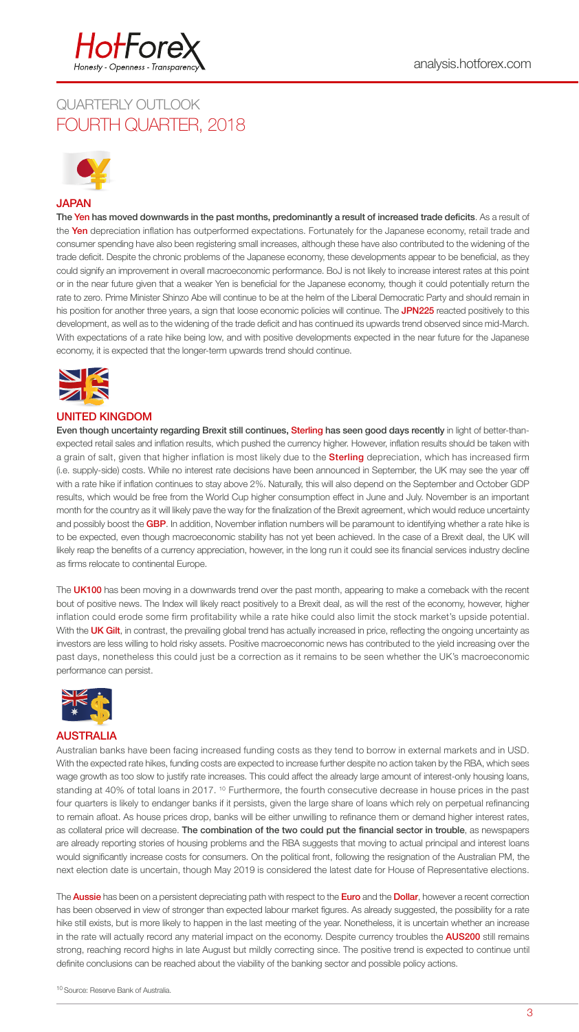# QUARTERLY OUTLOOK
# FOURTH QUARTER, 2018

## JAPAN

**The Yen has moved downwards in the past months, predominantly a result of increased trade deficits**. As a result of the Yen depreciation inflation has outperformed expectations. Fortunately for the Japanese economy, retail trade and consumer spending have also been registering small increases, although these have also contributed to the widening of the trade deficit. Despite the chronic problems of the Japanese economy, these developments appear to be beneficial, as they could signify an improvement in overall macroeconomic performance. BoJ is not likely to increase interest rates at this point or in the near future given that a weaker Yen is beneficial for the Japanese economy, though it could potentially return the rate to zero. Prime Minister Shinzo Abe will continue to be at the helm of the Liberal Democratic Party and should remain in his position for another three years, a sign that loose economic policies will continue. The JPN225 reacted positively to this development, as well as to the widening of the trade deficit and has continued its upwards trend observed since mid-March. With expectations of a rate hike being low, and with positive developments expected in the near future for the Japanese economy, it is expected that the longer-term upwards trend should continue.

## UNITED KINGDOM

**Even though uncertainty regarding Brexit still continues, Sterling has seen good days recently** in light of better-than-expected retail sales and inflation results, which pushed the currency higher. However, inflation results should be taken with a grain of salt, given that higher inflation is most likely due to the Sterling depreciation, which has increased firm (i.e. supply-side) costs. While no interest rate decisions have been announced in September, the UK may see the year off with a rate hike if inflation continues to stay above 2%. Naturally, this will also depend on the September and October GDP results, which would be free from the World Cup higher consumption effect in June and July. November is an important month for the country as it will likely pave the way for the finalization of the Brexit agreement, which would reduce uncertainty and possibly boost the GBP. In addition, November inflation numbers will be paramount to identifying whether a rate hike is to be expected, even though macroeconomic stability has not yet been achieved. In the case of a Brexit deal, the UK will likely reap the benefits of a currency appreciation, however, in the long run it could see its financial services industry decline as firms relocate to continental Europe.

The UK100 has been moving in a downwards trend over the past month, appearing to make a comeback with the recent bout of positive news. The Index will likely react positively to a Brexit deal, as will the rest of the economy, however, higher inflation could erode some firm profitability while a rate hike could also limit the stock market's upside potential. With the UK Gilt, in contrast, the prevailing global trend has actually increased in price, reflecting the ongoing uncertainty as investors are less willing to hold risky assets. Positive macroeconomic news has contributed to the yield increasing over the past days, nonetheless this could just be a correction as it remains to be seen whether the UK's macroeconomic performance can persist.

## AUSTRALIA

Australian banks have been facing increased funding costs as they tend to borrow in external markets and in USD. With the expected rate hikes, funding costs are expected to increase further despite no action taken by the RBA, which sees wage growth as too slow to justify rate increases. This could affect the already large amount of interest-only housing loans, standing at 40% of total loans in 2017. [10] Furthermore, the fourth consecutive decrease in house prices in the past four quarters is likely to endanger banks if it persists, given the large share of loans which rely on perpetual refinancing to remain afloat. As house prices drop, banks will be either unwilling to refinance them or demand higher interest rates, as collateral price will decrease. **The combination of the two could put the financial sector in trouble**, as newspapers are already reporting stories of housing problems and the RBA suggests that moving to actual principal and interest loans would significantly increase costs for consumers. On the political front, following the resignation of the Australian PM, the next election date is uncertain, though May 2019 is considered the latest date for House of Representative elections.

The Aussie has been on a persistent depreciating path with respect to the Euro and the Dollar, however a recent correction has been observed in view of stronger than expected labour market figures. As already suggested, the possibility for a rate hike still exists, but is more likely to happen in the last meeting of the year. Nonetheless, it is uncertain whether an increase in the rate will actually record any material impact on the economy. Despite currency troubles the AUS200 still remains strong, reaching record highs in late August but mildly correcting since. The positive trend is expected to continue until definite conclusions can be reached about the viability of the banking sector and possible policy actions.

[10] Source: Reserve Bank of Australia.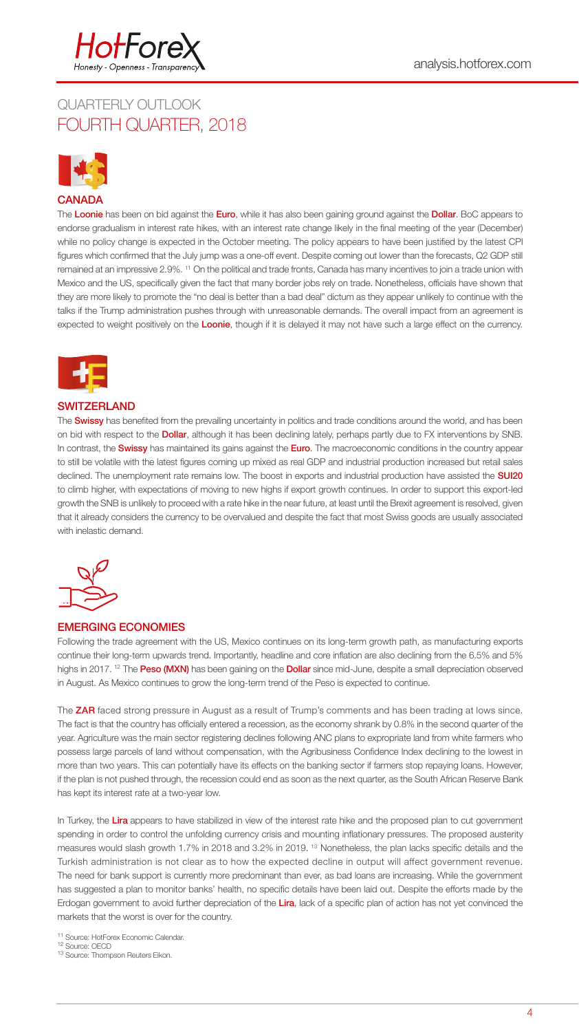## QUARTERLY OUTLOOK
# FOURTH QUARTER, 2018

### CANADA

The Loonie has been on bid against the Euro, while it has also been gaining ground against the Dollar. BoC appears to endorse gradualism in interest rate hikes, with an interest rate change likely in the final meeting of the year (December) while no policy change is expected in the October meeting. The policy appears to have been justified by the latest CPI figures which confirmed that the July jump was a one-off event. Despite coming out lower than the forecasts, Q2 GDP still remained at an impressive 2.9%. [11] On the political and trade fronts, Canada has many incentives to join a trade union with Mexico and the US, specifically given the fact that many border jobs rely on trade. Nonetheless, officials have shown that they are more likely to promote the "no deal is better than a bad deal" dictum as they appear unlikely to continue with the talks if the Trump administration pushes through with unreasonable demands. The overall impact from an agreement is expected to weight positively on the Loonie, though if it is delayed it may not have such a large effect on the currency.

### SWITZERLAND

The Swissy has benefited from the prevailing uncertainty in politics and trade conditions around the world, and has been on bid with respect to the Dollar, although it has been declining lately, perhaps partly due to FX interventions by SNB. In contrast, the Swissy has maintained its gains against the Euro. The macroeconomic conditions in the country appear to still be volatile with the latest figures coming up mixed as real GDP and industrial production increased but retail sales declined. The unemployment rate remains low. The boost in exports and industrial production have assisted the SUI20 to climb higher, with expectations of moving to new highs if export growth continues. In order to support this export-led growth the SNB is unlikely to proceed with a rate hike in the near future, at least until the Brexit agreement is resolved, given that it already considers the currency to be overvalued and despite the fact that most Swiss goods are usually associated with inelastic demand.

### EMERGING ECONOMIES

Following the trade agreement with the US, Mexico continues on its long-term growth path, as manufacturing exports continue their long-term upwards trend. Importantly, headline and core inflation are also declining from the 6.5% and 5% highs in 2017. [12] The Peso (MXN) has been gaining on the Dollar since mid-June, despite a small depreciation observed in August. As Mexico continues to grow the long-term trend of the Peso is expected to continue.

The ZAR faced strong pressure in August as a result of Trump's comments and has been trading at lows since. The fact is that the country has officially entered a recession, as the economy shrank by 0.8% in the second quarter of the year. Agriculture was the main sector registering declines following ANC plans to expropriate land from white farmers who possess large parcels of land without compensation, with the Agribusiness Confidence Index declining to the lowest in more than two years. This can potentially have its effects on the banking sector if farmers stop repaying loans. However, if the plan is not pushed through, the recession could end as soon as the next quarter, as the South African Reserve Bank has kept its interest rate at a two-year low.

In Turkey, the Lira appears to have stabilized in view of the interest rate hike and the proposed plan to cut government spending in order to control the unfolding currency crisis and mounting inflationary pressures. The proposed austerity measures would slash growth 1.7% in 2018 and 3.2% in 2019. [13] Nonetheless, the plan lacks specific details and the Turkish administration is not clear as to how the expected decline in output will affect government revenue. The need for bank support is currently more predominant than ever, as bad loans are increasing. While the government has suggested a plan to monitor banks' health, no specific details have been laid out. Despite the efforts made by the Erdogan government to avoid further depreciation of the Lira, lack of a specific plan of action has not yet convinced the markets that the worst is over for the country.

[11] Source: HotForex Economic Calendar.
[12] Source: OECD
[13] Source: Thompson Reuters Eikon.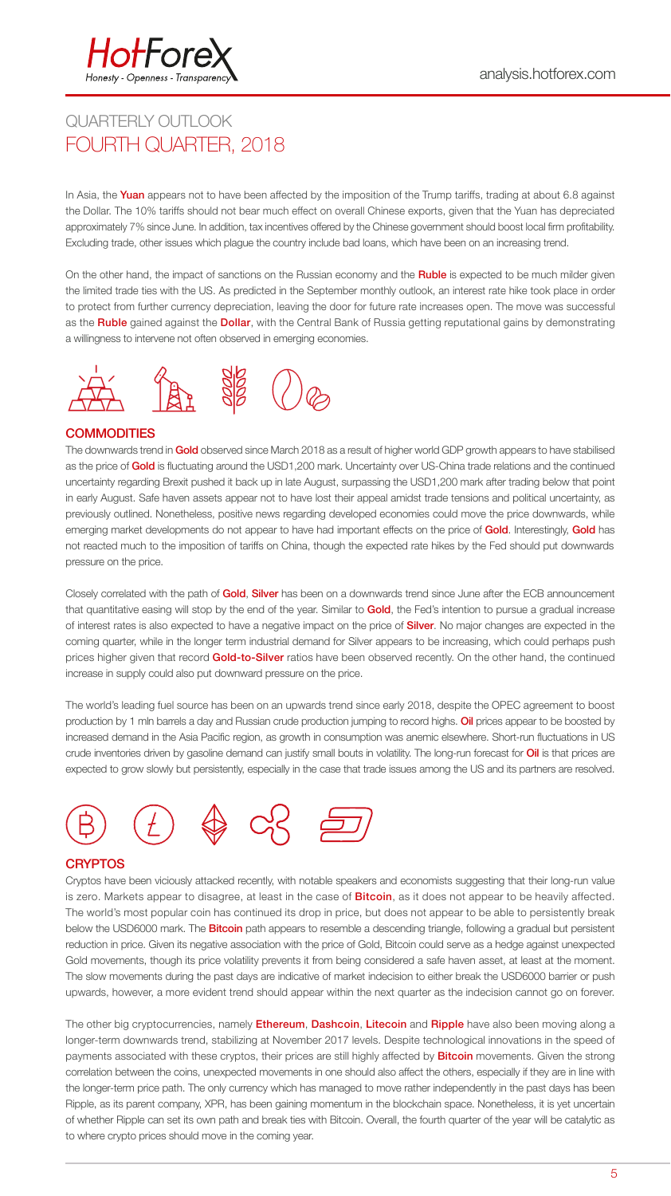# QUARTERLY OUTLOOK
## FOURTH QUARTER, 2018

In Asia, the **Yuan** appears not to have been affected by the imposition of the Trump tariffs, trading at about 6.8 against the Dollar. The 10% tariffs should not bear much effect on overall Chinese exports, given that the Yuan has depreciated approximately 7% since June. In addition, tax incentives offered by the Chinese government should boost local firm profitability. Excluding trade, other issues which plague the country include bad loans, which have been on an increasing trend.

On the other hand, the impact of sanctions on the Russian economy and the **Ruble** is expected to be much milder given the limited trade ties with the US. As predicted in the September monthly outlook, an interest rate hike took place in order to protect from further currency depreciation, leaving the door for future rate increases open. The move was successful as the **Ruble** gained against the **Dollar**, with the Central Bank of Russia getting reputational gains by demonstrating a willingness to intervene not often observed in emerging economies.

### COMMODITIES

The downwards trend in **Gold** observed since March 2018 as a result of higher world GDP growth appears to have stabilised as the price of **Gold** is fluctuating around the USD1,200 mark. Uncertainty over US-China trade relations and the continued uncertainty regarding Brexit pushed it back up in late August, surpassing the USD1,200 mark after trading below that point in early August. Safe haven assets appear not to have lost their appeal amidst trade tensions and political uncertainty, as previously outlined. Nonetheless, positive news regarding developed economies could move the price downwards, while emerging market developments do not appear to have had important effects on the price of **Gold**. Interestingly, **Gold** has not reacted much to the imposition of tariffs on China, though the expected rate hikes by the Fed should put downwards pressure on the price.

Closely correlated with the path of **Gold**, **Silver** has been on a downwards trend since June after the ECB announcement that quantitative easing will stop by the end of the year. Similar to **Gold**, the Fed's intention to pursue a gradual increase of interest rates is also expected to have a negative impact on the price of **Silver**. No major changes are expected in the coming quarter, while in the longer term industrial demand for Silver appears to be increasing, which could perhaps push prices higher given that record **Gold-to-Silver** ratios have been observed recently. On the other hand, the continued increase in supply could also put downward pressure on the price.

The world's leading fuel source has been on an upwards trend since early 2018, despite the OPEC agreement to boost production by 1 mln barrels a day and Russian crude production jumping to record highs. **Oil** prices appear to be boosted by increased demand in the Asia Pacific region, as growth in consumption was anemic elsewhere. Short-run fluctuations in US crude inventories driven by gasoline demand can justify small bouts in volatility. The long-run forecast for **Oil** is that prices are expected to grow slowly but persistently, especially in the case that trade issues among the US and its partners are resolved.

### CRYPTOS

Cryptos have been viciously attacked recently, with notable speakers and economists suggesting that their long-run value is zero. Markets appear to disagree, at least in the case of **Bitcoin**, as it does not appear to be heavily affected. The world's most popular coin has continued its drop in price, but does not appear to be able to persistently break below the USD6000 mark. The **Bitcoin** path appears to resemble a descending triangle, following a gradual but persistent reduction in price. Given its negative association with the price of Gold, Bitcoin could serve as a hedge against unexpected Gold movements, though its price volatility prevents it from being considered a safe haven asset, at least at the moment. The slow movements during the past days are indicative of market indecision to either break the USD6000 barrier or push upwards, however, a more evident trend should appear within the next quarter as the indecision cannot go on forever.

The other big cryptocurrencies, namely **Ethereum**, **Dashcoin**, **Litecoin** and **Ripple** have also been moving along a longer-term downwards trend, stabilizing at November 2017 levels. Despite technological innovations in the speed of payments associated with these cryptos, their prices are still highly affected by **Bitcoin** movements. Given the strong correlation between the coins, unexpected movements in one should also affect the others, especially if they are in line with the longer-term price path. The only currency which has managed to move rather independently in the past days has been Ripple, as its parent company, XPR, has been gaining momentum in the blockchain space. Nonetheless, it is yet uncertain of whether Ripple can set its own path and break ties with Bitcoin. Overall, the fourth quarter of the year will be catalytic as to where crypto prices should move in the coming year.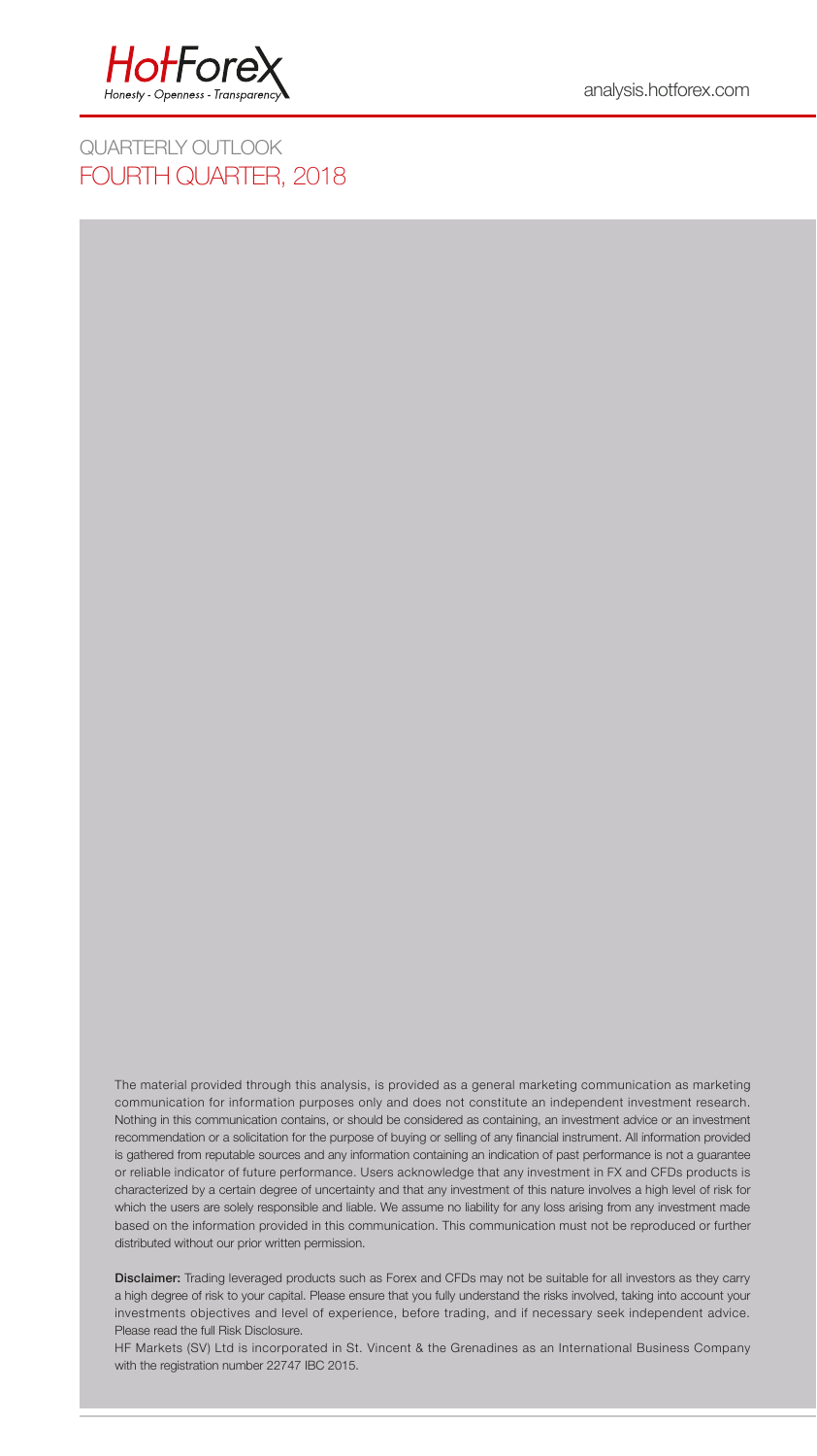QUARTERLY OUTLOOK

FOURTH QUARTER, 2018

The material provided through this analysis, is provided as a general marketing communication as marketing communication for information purposes only and does not constitute an independent investment research. Nothing in this communication contains, or should be considered as containing, an investment advice or an investment recommendation or a solicitation for the purpose of buying or selling of any financial instrument. All information provided is gathered from reputable sources and any information containing an indication of past performance is not a guarantee or reliable indicator of future performance. Users acknowledge that any investment in FX and CFDs products is characterized by a certain degree of uncertainty and that any investment of this nature involves a high level of risk for which the users are solely responsible and liable. We assume no liability for any loss arising from any investment made based on the information provided in this communication. This communication must not be reproduced or further distributed without our prior written permission.

**Disclaimer:** Trading leveraged products such as Forex and CFDs may not be suitable for all investors as they carry a high degree of risk to your capital. Please ensure that you fully understand the risks involved, taking into account your investments objectives and level of experience, before trading, and if necessary seek independent advice. Please read the full Risk Disclosure.

HF Markets (SV) Ltd is incorporated in St. Vincent & the Grenadines as an International Business Company with the registration number 22747 IBC 2015.